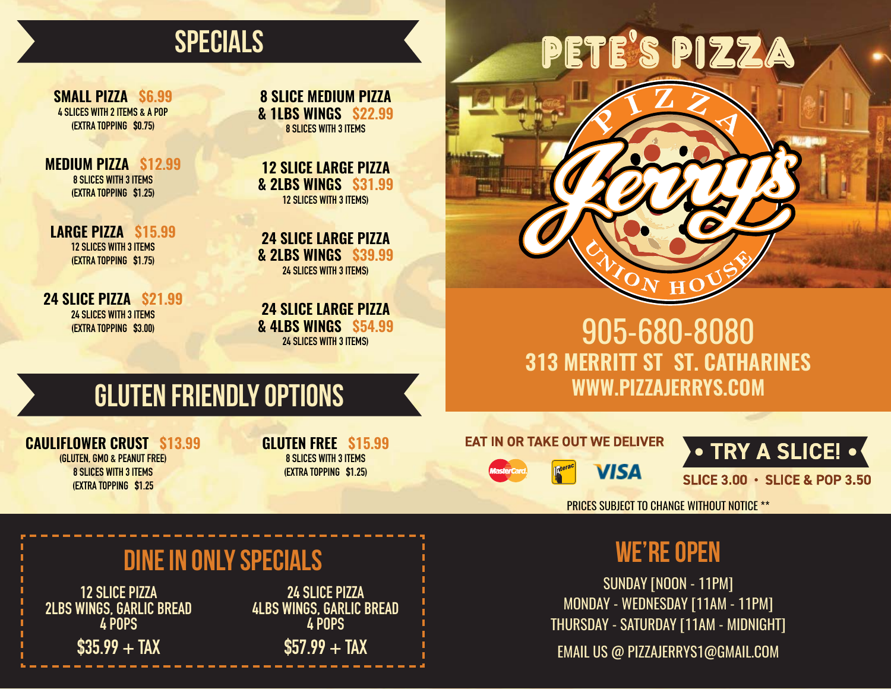## SPECIALS

**SMALL PIZZA $6.99**
4 SLICES WITH 2 ITEMS & A POP
(EXTRA TOPPING $0.75)

**MEDIUM PIZZA $12.99**
8 SLICES WITH 3 ITEMS
(EXTRA TOPPING $1.25)

**LARGE PIZZA $15.99**
12 SLICES WITH 3 ITEMS
(EXTRA TOPPING $1.75)

**24 SLICE PIZZA $21.99**
24 SLICES WITH 3 ITEMS
(EXTRA TOPPING $3.00)

**8 SLICE MEDIUM PIZZA & 1LBS WINGS $22.99**
8 SLICES WITH 3 ITEMS

**12 SLICE LARGE PIZZA & 2LBS WINGS $31.99**
12 SLICES WITH 3 ITEMS)

**24 SLICE LARGE PIZZA & 2LBS WINGS $39.99**
24 SLICES WITH 3 ITEMS)

**24 SLICE LARGE PIZZA & 4LBS WINGS $54.99**
24 SLICES WITH 3 ITEMS)

## GLUTEN FRIENDLY OPTIONS

**CAULIFLOWER CRUST $13.99**
(GLUTEN, GMO & PEANUT FREE)
8 SLICES WITH 3 ITEMS
(EXTRA TOPPING $1.25

**GLUTEN FREE $15.99**
8 SLICES WITH 3 ITEMS
(EXTRA TOPPING $1.25)

# PETE'S PIZZA

PIZZA Jerry's UNION HOUSE

905-680-8080
**313 MERRITT ST ST. CATHARINES**
**WWW.PIZZAJERRYS.COM**

EAT IN OR TAKE OUT WE DELIVER

MasterCard Interac VISA

**• TRY A SLICE! •**
SLICE 3.00 • SLICE & POP 3.50

PRICES SUBJECT TO CHANGE WITHOUT NOTICE **

## DINE IN ONLY SPECIALS

12 SLICE PIZZA
2LBS WINGS, GARLIC BREAD
4 POPS
$35.99 + TAX

24 SLICE PIZZA
4LBS WINGS, GARLIC BREAD
4 POPS
$57.99 + TAX

## WE'RE OPEN

SUNDAY [NOON - 11PM]
MONDAY - WEDNESDAY [11AM - 11PM]
THURSDAY - SATURDAY [11AM - MIDNIGHT]

EMAIL US @ PIZZAJERRYS1@GMAIL.COM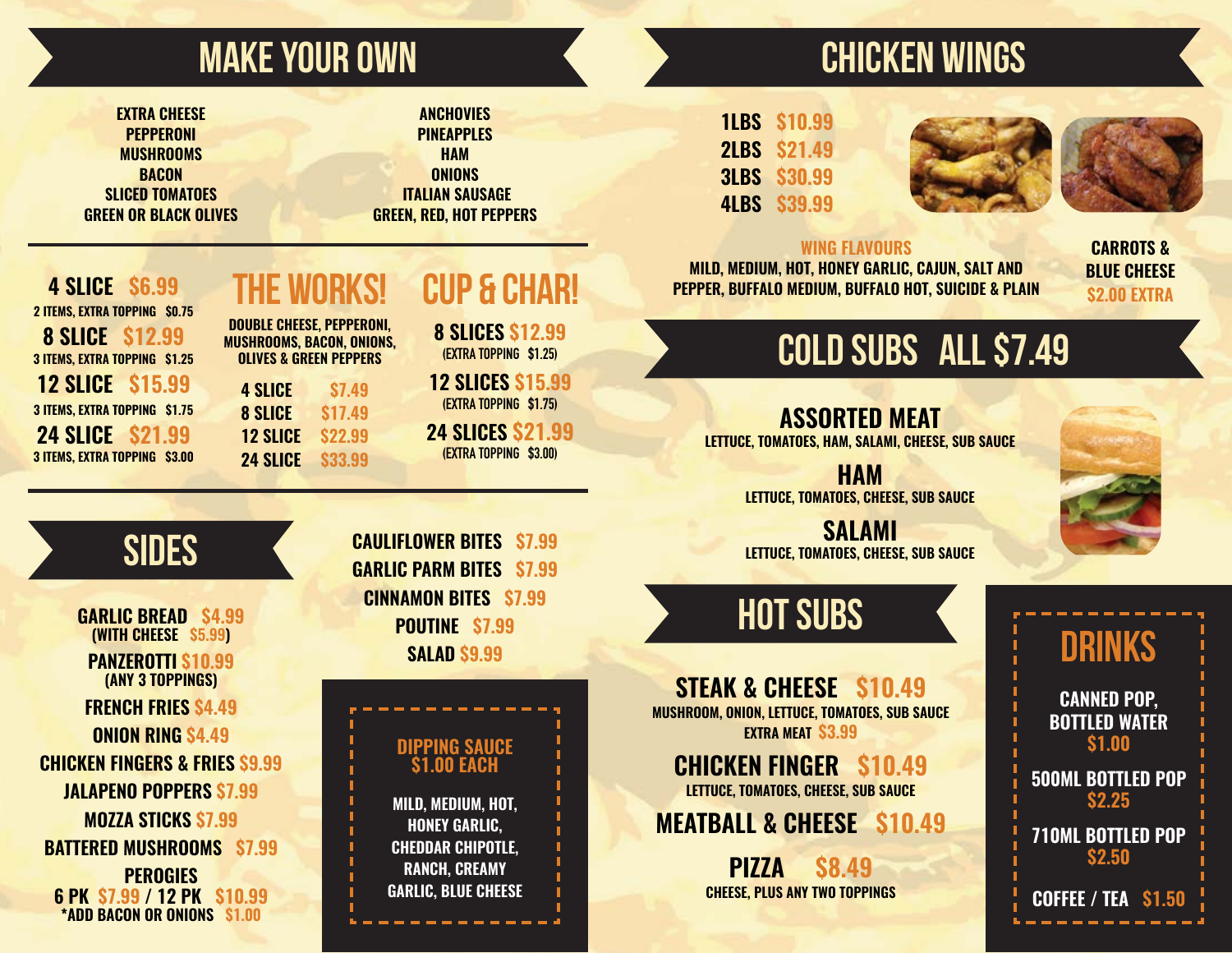# MAKE YOUR OWN

EXTRA CHEESE
PEPPERONI
MUSHROOMS
BACON
SLICED TOMATOES
GREEN OR BLACK OLIVES

ANCHOVIES
PINEAPPLES
HAM
ONIONS
ITALIAN SAUSAGE
GREEN, RED, HOT PEPPERS

**4 SLICE $6.99**
2 ITEMS, EXTRA TOPPING $0.75

**8 SLICE $12.99**
3 ITEMS, EXTRA TOPPING $1.25

**12 SLICE $15.99**
3 ITEMS, EXTRA TOPPING $1.75

**24 SLICE $21.99**
3 ITEMS, EXTRA TOPPING $3.00

## THE WORKS!

DOUBLE CHEESE, PEPPERONI, MUSHROOMS, BACON, ONIONS, OLIVES & GREEN PEPPERS

| | |
|---|---|
| 4 SLICE | $7.49 |
| 8 SLICE | $17.49 |
| 12 SLICE | $22.99 |
| 24 SLICE | $33.99 |

## CUP & CHAR!

**8 SLICES $12.99**
(EXTRA TOPPING $1.25)

**12 SLICES $15.99**
(EXTRA TOPPING $1.75)

**24 SLICES $21.99**
(EXTRA TOPPING $3.00)

# SIDES

GARLIC BREAD $4.99
(WITH CHEESE $5.99)

PANZEROTTI $10.99
(ANY 3 TOPPINGS)

FRENCH FRIES $4.49

ONION RING $4.49

CHICKEN FINGERS & FRIES $9.99

JALAPENO POPPERS $7.99

MOZZA STICKS $7.99

BATTERED MUSHROOMS $7.99

PEROGIES
6 PK $7.99 / 12 PK $10.99
*ADD BACON OR ONIONS $1.00

CAULIFLOWER BITES $7.99

GARLIC PARM BITES $7.99

CINNAMON BITES $7.99

POUTINE $7.99

SALAD $9.99

### DIPPING SAUCE
### $1.00 EACH

MILD, MEDIUM, HOT, HONEY GARLIC, CHEDDAR CHIPOTLE, RANCH, CREAMY GARLIC, BLUE CHEESE

# CHICKEN WINGS

| | |
|---|---|
| 1LBS | $10.99 |
| 2LBS | $21.49 |
| 3LBS | $30.99 |
| 4LBS | $39.99 |

**WING FLAVOURS**
MILD, MEDIUM, HOT, HONEY GARLIC, CAJUN, SALT AND PEPPER, BUFFALO MEDIUM, BUFFALO HOT, SUICIDE & PLAIN

CARROTS & BLUE CHEESE
$2.00 EXTRA

# COLD SUBS ALL $7.49

**ASSORTED MEAT**
LETTUCE, TOMATOES, HAM, SALAMI, CHEESE, SUB SAUCE

**HAM**
LETTUCE, TOMATOES, CHEESE, SUB SAUCE

**SALAMI**
LETTUCE, TOMATOES, CHEESE, SUB SAUCE

# HOT SUBS

**STEAK & CHEESE $10.49**
MUSHROOM, ONION, LETTUCE, TOMATOES, SUB SAUCE
EXTRA MEAT $3.99

**CHICKEN FINGER $10.49**
LETTUCE, TOMATOES, CHEESE, SUB SAUCE

**MEATBALL & CHEESE $10.49**

**PIZZA $8.49**
CHEESE, PLUS ANY TWO TOPPINGS

# DRINKS

CANNED POP, BOTTLED WATER
$1.00

500ML BOTTLED POP
$2.25

710ML BOTTLED POP
$2.50

COFFEE / TEA $1.50